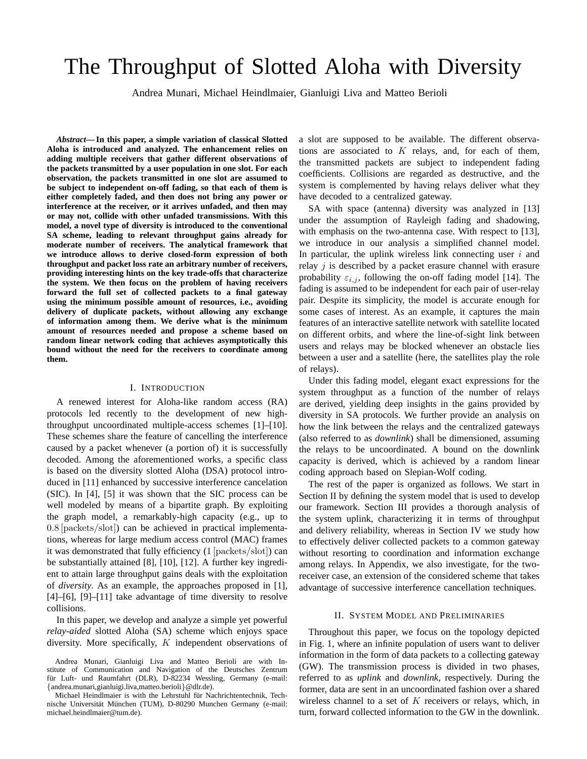# The Throughput of Slotted Aloha with Diversity

Andrea Munari, Michael Heindlmaier, Gianluigi Liva and Matteo Berioli

***Abstract*— In this paper, a simple variation of classical Slotted Aloha is introduced and analyzed. The enhancement relies on adding multiple receivers that gather different observations of the packets transmitted by a user population in one slot. For each observation, the packets transmitted in one slot are assumed to be subject to independent on-off fading, so that each of them is either completely faded, and then does not bring any power or interference at the receiver, or it arrives unfaded, and then may or may not, collide with other unfaded transmissions. With this model, a novel type of diversity is introduced to the conventional SA scheme, leading to relevant throughput gains already for moderate number of receivers. The analytical framework that we introduce allows to derive closed-form expression of both throughput and packet loss rate an arbitrary number of receivers, providing interesting hints on the key trade-offs that characterize the system. We then focus on the problem of having receivers forward the full set of collected packets to a final gateway using the minimum possible amount of resources, i.e., avoiding delivery of duplicate packets, without allowing any exchange of information among them. We derive what is the minimum amount of resources needed and propose a scheme based on random linear network coding that achieves asymptotically this bound without the need for the receivers to coordinate among them.**

## I. Introduction

A renewed interest for Aloha-like random access (RA) protocols led recently to the development of new high-throughput uncoordinated multiple-access schemes [1]–[10]. These schemes share the feature of cancelling the interference caused by a packet whenever (a portion of) it is successfully decoded. Among the aforementioned works, a specific class is based on the diversity slotted Aloha (DSA) protocol introduced in [11] enhanced by successive interference cancelation (SIC). In [4], [5] it was shown that the SIC process can be well modeled by means of a bipartite graph. By exploiting the graph model, a remarkably-high capacity (e.g., up to $0.8$ [packets/slot]) can be achieved in practical implementations, whereas for large medium access control (MAC) frames it was demonstrated that fully efficiency ($1$ [packets/slot]) can be substantially attained [8], [10], [12]. A further key ingredient to attain large throughput gains deals with the exploitation of *diversity*. As an example, the approaches proposed in [1], [4]–[6], [9]–[11] take advantage of time diversity to resolve collisions.

In this paper, we develop and analyze a simple yet powerful *relay-aided* slotted Aloha (SA) scheme which enjoys space diversity. More specifically, $K$ independent observations of a slot are supposed to be available. The different observations are associated to $K$ relays, and, for each of them, the transmitted packets are subject to independent fading coefficients. Collisions are regarded as destructive, and the system is complemented by having relays deliver what they have decoded to a centralized gateway.

SA with space (antenna) diversity was analyzed in [13] under the assumption of Rayleigh fading and shadowing, with emphasis on the two-antenna case. With respect to [13], we introduce in our analysis a simplified channel model. In particular, the uplink wireless link connecting user $i$ and relay $j$ is described by a packet erasure channel with erasure probability $\varepsilon_{i,j}$, following the on-off fading model [14]. The fading is assumed to be independent for each pair of user-relay pair. Despite its simplicity, the model is accurate enough for some cases of interest. As an example, it captures the main features of an interactive satellite network with satellite located on different orbits, and where the line-of-sight link between users and relays may be blocked whenever an obstacle lies between a user and a satellite (here, the satellites play the role of relays).

Under this fading model, elegant exact expressions for the system throughput as a function of the number of relays are derived, yielding deep insights in the gains provided by diversity in SA protocols. We further provide an analysis on how the link between the relays and the centralized gateways (also referred to as *downlink*) shall be dimensioned, assuming the relays to be uncoordinated. A bound on the downlink capacity is derived, which is achieved by a random linear coding approach based on Slepian-Wolf coding.

The rest of the paper is organized as follows. We start in Section II by defining the system model that is used to develop our framework. Section III provides a thorough analysis of the system uplink, characterizing it in terms of throughput and delivery reliability, whereas in Section IV we study how to effectively deliver collected packets to a common gateway without resorting to coordination and information exchange among relays. In Appendix, we also investigate, for the two-receiver case, an extension of the considered scheme that takes advantage of successive interference cancellation techniques.

## II. System Model and Preliminaries

Throughout this paper, we focus on the topology depicted in Fig. 1, where an infinite population of users want to deliver information in the form of data packets to a collecting gateway (GW). The transmission process is divided in two phases, referred to as *uplink* and *downlink*, respectively. During the former, data are sent in an uncoordinated fashion over a shared wireless channel to a set of $K$ receivers or relays, which, in turn, forward collected information to the GW in the downlink.

Andrea Munari, Gianluigi Liva and Matteo Berioli are with Institute of Communication and Navigation of the Deutsches Zentrum für Luft- und Raumfahrt (DLR), D-82234 Wessling, Germany (e-mail: {andrea.munari,gianluigi.liva,matteo.berioli}@dlr.de).

Michael Heindlmaier is with the Lehrstuhl für Nachrichtentechnik, Technische Universität München (TUM), D-80290 Munchen Germany (e-mail: michael.heindlmaier@tum.de).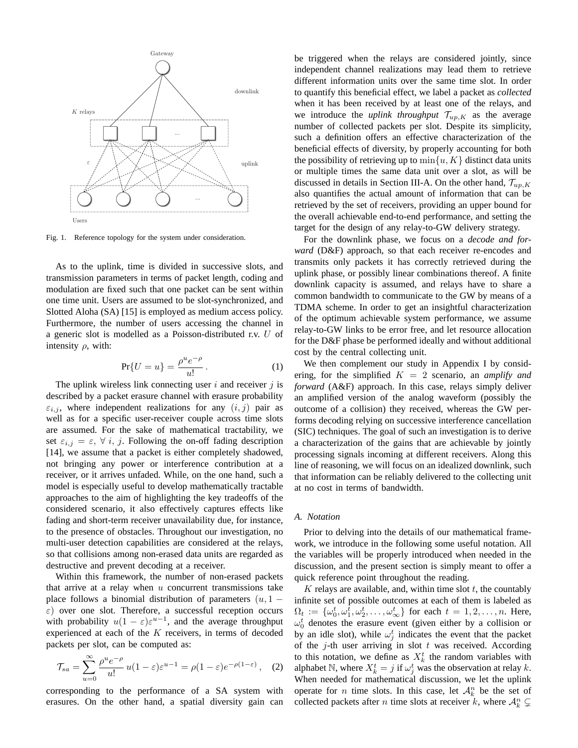Gateway

downlink

$K$ relays

...

$\varepsilon$

uplink

...

Users

Fig. 1. Reference topology for the system under consideration.

As to the uplink, time is divided in successive slots, and transmission parameters in terms of packet length, coding and modulation are fixed such that one packet can be sent within one time unit. Users are assumed to be slot-synchronized, and Slotted Aloha (SA) [15] is employed as medium access policy. Furthermore, the number of users accessing the channel in a generic slot is modelled as a Poisson-distributed r.v. $U$ of intensity $\rho$, with:

$$\Pr\{U = u\} = \frac{\rho^u e^{-\rho}}{u!}. \tag{1}$$

The uplink wireless link connecting user $i$ and receiver $j$ is described by a packet erasure channel with erasure probability $\varepsilon_{i,j}$, where independent realizations for any $(i, j)$ pair as well as for a specific user-receiver couple across time slots are assumed. For the sake of mathematical tractability, we set $\varepsilon_{i,j} = \varepsilon,\ \forall\ i,\ j$. Following the on-off fading description [14], we assume that a packet is either completely shadowed, not bringing any power or interference contribution at a receiver, or it arrives unfaded. While, on the one hand, such a model is especially useful to develop mathematically tractable approaches to the aim of highlighting the key tradeoffs of the considered scenario, it also effectively captures effects like fading and short-term receiver unavailability due, for instance, to the presence of obstacles. Throughout our investigation, no multi-user detection capabilities are considered at the relays, so that collisions among non-erased data units are regarded as destructive and prevent decoding at a receiver.

Within this framework, the number of non-erased packets that arrive at a relay when $u$ concurrent transmissions take place follows a binomial distribution of parameters $(u, 1 - \varepsilon)$ over one slot. Therefore, a successful reception occurs with probability $u(1 - \varepsilon)\varepsilon^{u-1}$, and the average throughput experienced at each of the $K$ receivers, in terms of decoded packets per slot, can be computed as:

$$\mathcal{T}_{sa} = \sum_{u=0}^{\infty} \frac{\rho^u e^{-\rho}}{u!}\, u(1-\varepsilon)\varepsilon^{u-1} = \rho(1-\varepsilon)e^{-\rho(1-\varepsilon)}, \tag{2}$$

corresponding to the performance of a SA system with erasures. On the other hand, a spatial diversity gain can be triggered when the relays are considered jointly, since independent channel realizations may lead them to retrieve different information units over the same time slot. In order to quantify this beneficial effect, we label a packet as *collected* when it has been received by at least one of the relays, and we introduce the ***uplink throughput*** $\mathcal{T}_{up,K}$ as the average number of collected packets per slot. Despite its simplicity, such a definition offers an effective characterization of the beneficial effects of diversity, by properly accounting for both the possibility of retrieving up to $\min\{u, K\}$ distinct data units or multiple times the same data unit over a slot, as will be discussed in details in Section III-A. On the other hand, $\mathcal{T}_{up,K}$ also quantifies the actual amount of information that can be retrieved by the set of receivers, providing an upper bound for the overall achievable end-to-end performance, and setting the target for the design of any relay-to-GW delivery strategy.

For the downlink phase, we focus on a *decode and forward* (D&F) approach, so that each receiver re-encodes and transmits only packets it has correctly retrieved during the uplink phase, or possibly linear combinations thereof. A finite downlink capacity is assumed, and relays have to share a common bandwidth to communicate to the GW by means of a TDMA scheme. In order to get an insightful characterization of the optimum achievable system performance, we assume relay-to-GW links to be error free, and let resource allocation for the D&F phase be performed ideally and without additional cost by the central collecting unit.

We then complement our study in Appendix I by considering, for the simplified $K = 2$ scenario, an *amplify and forward* (A&F) approach. In this case, relays simply deliver an amplified version of the analog waveform (possibly the outcome of a collision) they received, whereas the GW performs decoding relying on successive interference cancellation (SIC) techniques. The goal of such an investigation is to derive a characterization of the gains that are achievable by jointly processing signals incoming at different receivers. Along this line of reasoning, we will focus on an idealized downlink, such that information can be reliably delivered to the collecting unit at no cost in terms of bandwidth.

### A. Notation

Prior to delving into the details of our mathematical framework, we introduce in the following some useful notation. All the variables will be properly introduced when needed in the discussion, and the present section is simply meant to offer a quick reference point throughout the reading.

$K$ relays are available, and, within time slot $t$, the countably infinite set of possible outcomes at each of them is labeled as $\Omega_t := \{\omega_0^t, \omega_1^t, \omega_2^t, \ldots, \omega_\infty^t\}$ for each $t = 1, 2, \ldots, n$. Here, $\omega_0^t$ denotes the erasure event (given either by a collision or by an idle slot), while $\omega_j^t$ indicates the event that the packet of the $j$-th user arriving in slot $t$ was received. According to this notation, we define as $X_k^t$ the random variables with alphabet $\mathbb{N}$, where $X_k^t = j$ if $\omega_j^t$ was the observation at relay $k$. When needed for mathematical discussion, we let the uplink operate for $n$ time slots. In this case, let $\mathcal{A}_k^n$ be the set of collected packets after $n$ time slots at receiver $k$, where $\mathcal{A}_k^n \subsetneq$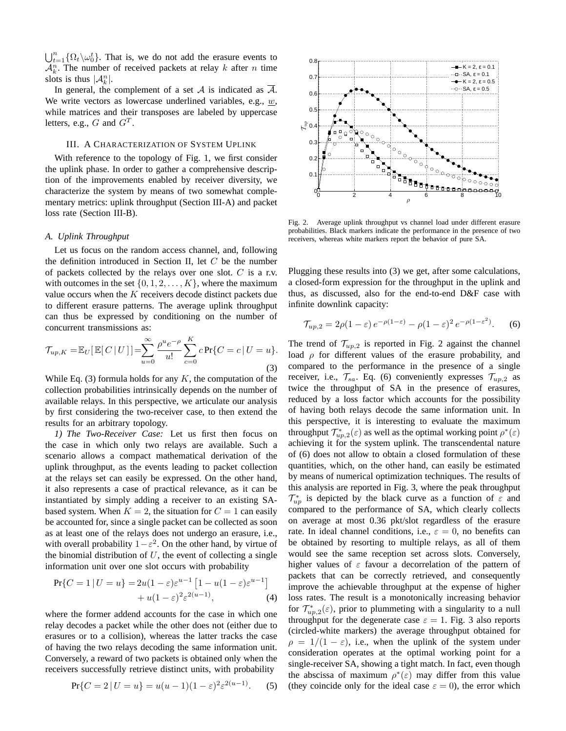$\bigcup_{t=1}^{n}\{\Omega_t \backslash \omega_0^t\}$. That is, we do not add the erasure events to $\mathcal{A}_k^n$. The number of received packets at relay $k$ after $n$ time slots is thus $|\mathcal{A}_k^n|$.

In general, the complement of a set $\mathcal{A}$ is indicated as $\overline{\mathcal{A}}$. We write vectors as lowercase underlined variables, e.g., $\underline{w}$, while matrices and their transposes are labeled by uppercase letters, e.g., $G$ and $G^T$.

## III. A Characterization of System Uplink

With reference to the topology of Fig. 1, we first consider the uplink phase. In order to gather a comprehensive description of the improvements enabled by receiver diversity, we characterize the system by means of two somewhat complementary metrics: uplink throughput (Section III-A) and packet loss rate (Section III-B).

### A. Uplink Throughput

Let us focus on the random access channel, and, following the definition introduced in Section II, let $C$ be the number of packets collected by the relays over one slot. $C$ is a r.v. with outcomes in the set $\{0, 1, 2, \ldots, K\}$, where the maximum value occurs when the $K$ receivers decode distinct packets due to different erasure patterns. The average uplink throughput can thus be expressed by conditioning on the number of concurrent transmissions as:

$$\mathcal{T}_{up,K} = \mathbb{E}_U[\,\mathbb{E}[\,C\,|\,U\,]\,] = \sum_{u=0}^{\infty} \frac{\rho^u e^{-\rho}}{u!} \sum_{c=0}^{K} c \Pr\{C = c \,|\, U = u\}. \quad (3)$$

While Eq. (3) formula holds for any $K$, the computation of the collection probabilities intrinsically depends on the number of available relays. In this perspective, we articulate our analysis by first considering the two-receiver case, to then extend the results for an arbitrary topology.

*1) The Two-Receiver Case:* Let us first then focus on the case in which only two relays are available. Such a scenario allows a compact mathematical derivation of the uplink throughput, as the events leading to packet collection at the relays set can easily be expressed. On the other hand, it also represents a case of practical relevance, as it can be instantiated by simply adding a receiver to an existing SA-based system. When $K = 2$, the situation for $C = 1$ can easily be accounted for, since a single packet can be collected as soon as at least one of the relays does not undergo an erasure, i.e., with overall probability $1-\varepsilon^2$. On the other hand, by virtue of the binomial distribution of $U$, the event of collecting a single information unit over one slot occurs with probability

$$\begin{aligned}\Pr\{C = 1 \,|\, U = u\} = &\, 2u(1-\varepsilon)\varepsilon^{u-1}\left[1 - u(1-\varepsilon)\varepsilon^{u-1}\right] \\ &+ u(1-\varepsilon)^2\varepsilon^{2(u-1)}, \end{aligned} \quad (4)$$

where the former addend accounts for the case in which one relay decodes a packet while the other does not (either due to erasures or to a collision), whereas the latter tracks the case of having the two relays decoding the same information unit. Conversely, a reward of two packets is obtained only when the receivers successfully retrieve distinct units, with probability

$$\Pr\{C = 2 \,|\, U = u\} = u(u-1)(1-\varepsilon)^2\varepsilon^{2(u-1)}. \quad (5)$$

Fig. 2. Average uplink throughput vs channel load under different erasure probabilities. Black markers indicate the performance in the presence of two receivers, whereas white markers report the behavior of pure SA.

Plugging these results into (3) we get, after some calculations, a closed-form expression for the throughput in the uplink and thus, as discussed, also for the end-to-end D&F case with infinite downlink capacity:

$$\mathcal{T}_{up,2} = 2\rho(1-\varepsilon)\, e^{-\rho(1-\varepsilon)} - \rho(1-\varepsilon)^2\, e^{-\rho(1-\varepsilon^2)}. \quad (6)$$

The trend of $\mathcal{T}_{up,2}$ is reported in Fig. 2 against the channel load $\rho$ for different values of the erasure probability, and compared to the performance in the presence of a single receiver, i.e., $\mathcal{T}_{sa}$. Eq. (6) conveniently expresses $\mathcal{T}_{up,2}$ as twice the throughput of SA in the presence of erasures, reduced by a loss factor which accounts for the possibility of having both relays decode the same information unit. In this perspective, it is interesting to evaluate the maximum throughput $\mathcal{T}^*_{up,2}(\varepsilon)$ as well as the optimal working point $\rho^*(\varepsilon)$ achieving it for the system uplink. The transcendental nature of (6) does not allow to obtain a closed formulation of these quantities, which, on the other hand, can easily be estimated by means of numerical optimization techniques. The results of this analysis are reported in Fig. 3, where the peak throughput $\mathcal{T}^*_{up}$ is depicted by the black curve as a function of $\varepsilon$ and compared to the performance of SA, which clearly collects on average at most 0.36 pkt/slot regardless of the erasure rate. In ideal channel conditions, i.e., $\varepsilon = 0$, no benefits can be obtained by resorting to multiple relays, as all of them would see the same reception set across slots. Conversely, higher values of $\varepsilon$ favour a decorrelation of the pattern of packets that can be correctly retrieved, and consequently improve the achievable throughput at the expense of higher loss rates. The result is a monotonically increasing behavior for $\mathcal{T}^*_{up,2}(\varepsilon)$, prior to plummeting with a singularity to a null throughput for the degenerate case $\varepsilon = 1$. Fig. 3 also reports (circled-white markers) the average throughput obtained for $\rho = 1/(1-\varepsilon)$, i.e., when the uplink of the system under consideration operates at the optimal working point for a single-receiver SA, showing a tight match. In fact, even though the abscissa of maximum $\rho^*(\varepsilon)$ may differ from this value (they coincide only for the ideal case $\varepsilon = 0$), the error which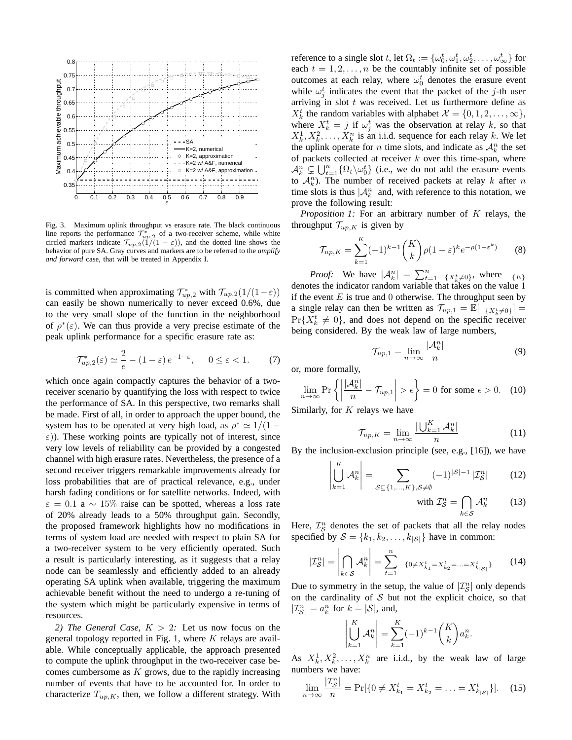Fig. 3. Maximum uplink throughput vs erasure rate. The black continuous line reports the performance $\mathcal{T}^*_{up,2}$ of a two-receiver scheme, while white circled markers indicate $\mathcal{T}_{up,2}(1/(1-\varepsilon))$, and the dotted line shows the behavior of pure SA. Gray curves and markers are to be referred to the *amplify and forward* case, that will be treated in Appendix I.

is committed when approximating $\mathcal{T}^*_{up,2}$ with $\mathcal{T}_{up,2}(1/(1-\varepsilon))$ can easily be shown numerically to never exceed 0.6%, due to the very small slope of the function in the neighborhood of $\rho^*(\varepsilon)$. We can thus provide a very precise estimate of the peak uplink performance for a specific erasure rate as:

$$\mathcal{T}^*_{up,2}(\varepsilon) \simeq \frac{2}{e} - (1-\varepsilon)\, e^{-1-\varepsilon}, \quad 0 \le \varepsilon < 1. \tag{7}$$

which once again compactly captures the behavior of a two-receiver scenario by quantifying the loss with respect to twice the performance of SA. In this perspective, two remarks shall be made. First of all, in order to approach the upper bound, the system has to be operated at very high load, as $\rho^* \simeq 1/(1-\varepsilon)$). These working points are typically not of interest, since very low levels of reliability can be provided by a congested channel with high erasure rates. Nevertheless, the presence of a second receiver triggers remarkable improvements already for loss probabilities that are of practical relevance, e.g., under harsh fading conditions or for satellite networks. Indeed, with $\varepsilon = 0.1$ a $\sim 15\%$ raise can be spotted, whereas a loss rate of 20% already leads to a 50% throughput gain. Secondly, the proposed framework highlights how no modifications in terms of system load are needed with respect to plain SA for a two-receiver system to be very efficiently operated. Such a result is particularly interesting, as it suggests that a relay node can be seamlessly and efficiently added to an already operating SA uplink when available, triggering the maximum achievable benefit without the need to undergo a re-tuning of the system which might be particularly expensive in terms of resources.

*2) The General Case, $K > 2$:* Let us now focus on the general topology reported in Fig. 1, where $K$ relays are available. While conceptually applicable, the approach presented to compute the uplink throughput in the two-receiver case becomes cumbersome as $K$ grows, due to the rapidly increasing number of events that have to be accounted for. In order to characterize $T_{up,K}$, then, we follow a different strategy. With reference to a single slot $t$, let $\Omega_t := \{\omega_0^t, \omega_1^t, \omega_2^t, \dots, \omega_\infty^t\}$ for each $t = 1, 2, \dots, n$ be the countably infinite set of possible outcomes at each relay, where $\omega_0^t$ denotes the erasure event while $\omega_j^t$ indicates the event that the packet of the $j$-th user arriving in slot $t$ was received. Let us furthermore define as $X_k^t$ the random variables with alphabet $\mathcal{X} = \{0, 1, 2, \dots, \infty\}$, where $X_k^t = j$ if $\omega_j^t$ was the observation at relay $k$, so that $X_k^1, X_k^2, \dots, X_k^n$ is an i.i.d. sequence for each relay $k$. We let the uplink operate for $n$ time slots, and indicate as $\mathcal{A}_k^n$ the set of packets collected at receiver $k$ over this time-span, where $\mathcal{A}_k^n \subsetneq \bigcup_{t=1}^n \{\Omega_t \backslash \omega_0^t\}$ (i.e., we do not add the erasure events to $\mathcal{A}_k^n$). The number of received packets at relay $k$ after $n$ time slots is thus $|\mathcal{A}_k^n|$ and, with reference to this notation, we prove the following result:

*Proposition 1:* For an arbitrary number of $K$ relays, the throughput $\mathcal{T}_{up,K}$ is given by

$$\mathcal{T}_{up,K} = \sum_{k=1}^{K} (-1)^{k-1} \binom{K}{k} \rho (1-\varepsilon)^k e^{-\rho(1-\varepsilon^k)} \tag{8}$$

*Proof:* We have $|\mathcal{A}_k^n| = \sum_{t=1}^n \mathbb{1}_{\{X_k^t \neq 0\}}$, where $\mathbb{1}_{\{E\}}$ denotes the indicator random variable that takes on the value 1 if the event $E$ is true and 0 otherwise. The throughput seen by a single relay can then be written as $\mathcal{T}_{up,1} = \mathbb{E}[\mathbb{1}_{\{X_k^t \neq 0\}}] = \Pr\{X_k^t \neq 0\}$, and does not depend on the specific receiver being considered. By the weak law of large numbers,

$$\mathcal{T}_{up,1} = \lim_{n\to\infty} \frac{|\mathcal{A}_k^n|}{n} \tag{9}$$

or, more formally,

$$\lim_{n\to\infty} \Pr\left\{ \left| \frac{|\mathcal{A}_k^n|}{n} - \mathcal{T}_{up,1} \right| > \epsilon \right\} = 0 \text{ for some } \epsilon > 0. \tag{10}$$

Similarly, for $K$ relays we have

$$\mathcal{T}_{up,K} = \lim_{n\to\infty} \frac{|\bigcup_{k=1}^K \mathcal{A}_k^n|}{n} \tag{11}$$

By the inclusion-exclusion principle (see, e.g., [16]), we have

$$\left| \bigcup_{k=1}^K \mathcal{A}_k^n \right| = \sum_{\mathcal{S} \subseteq \{1,\dots,K\}, \mathcal{S} \neq \emptyset} (-1)^{|\mathcal{S}|-1} |\mathcal{I}_\mathcal{S}^n| \tag{12}$$

$$\text{with } \mathcal{I}_\mathcal{S}^n = \bigcap_{k \in \mathcal{S}} \mathcal{A}_k^n \tag{13}$$

Here, $\mathcal{I}_\mathcal{S}^n$ denotes the set of packets that all the relay nodes specified by $\mathcal{S} = \{k_1, k_2, \dots, k_{|\mathcal{S}|}\}$ have in common:

$$|\mathcal{I}_\mathcal{S}^n| = \left| \bigcap_{k\in\mathcal{S}} \mathcal{A}_k^n \right| = \sum_{t=1}^n \mathbb{1}_{\{0 \neq X_{k_1}^t = X_{k_2}^t = \dots = X_{k_{|\mathcal{S}|}}^t\}} \tag{14}$$

Due to symmetry in the setup, the value of $|\mathcal{I}_\mathcal{S}^n|$ only depends on the cardinality of $\mathcal{S}$ but not the explicit choice, so that $|\mathcal{I}_\mathcal{S}^n| = a_k^n$ for $k = |\mathcal{S}|$, and,

$$\left| \bigcup_{k=1}^K \mathcal{A}_k^n \right| = \sum_{k=1}^K (-1)^{k-1} \binom{K}{k} a_k^n.$$

As $X_k^1, X_k^2, \dots, X_k^n$ are i.i.d., by the weak law of large numbers we have:

$$\lim_{n\to\infty} \frac{|\mathcal{I}_\mathcal{S}^n|}{n} = \Pr[\{0 \neq X_{k_1}^t = X_{k_2}^t = \dots = X_{k_{|\mathcal{S}|}}^t\}]. \tag{15}$$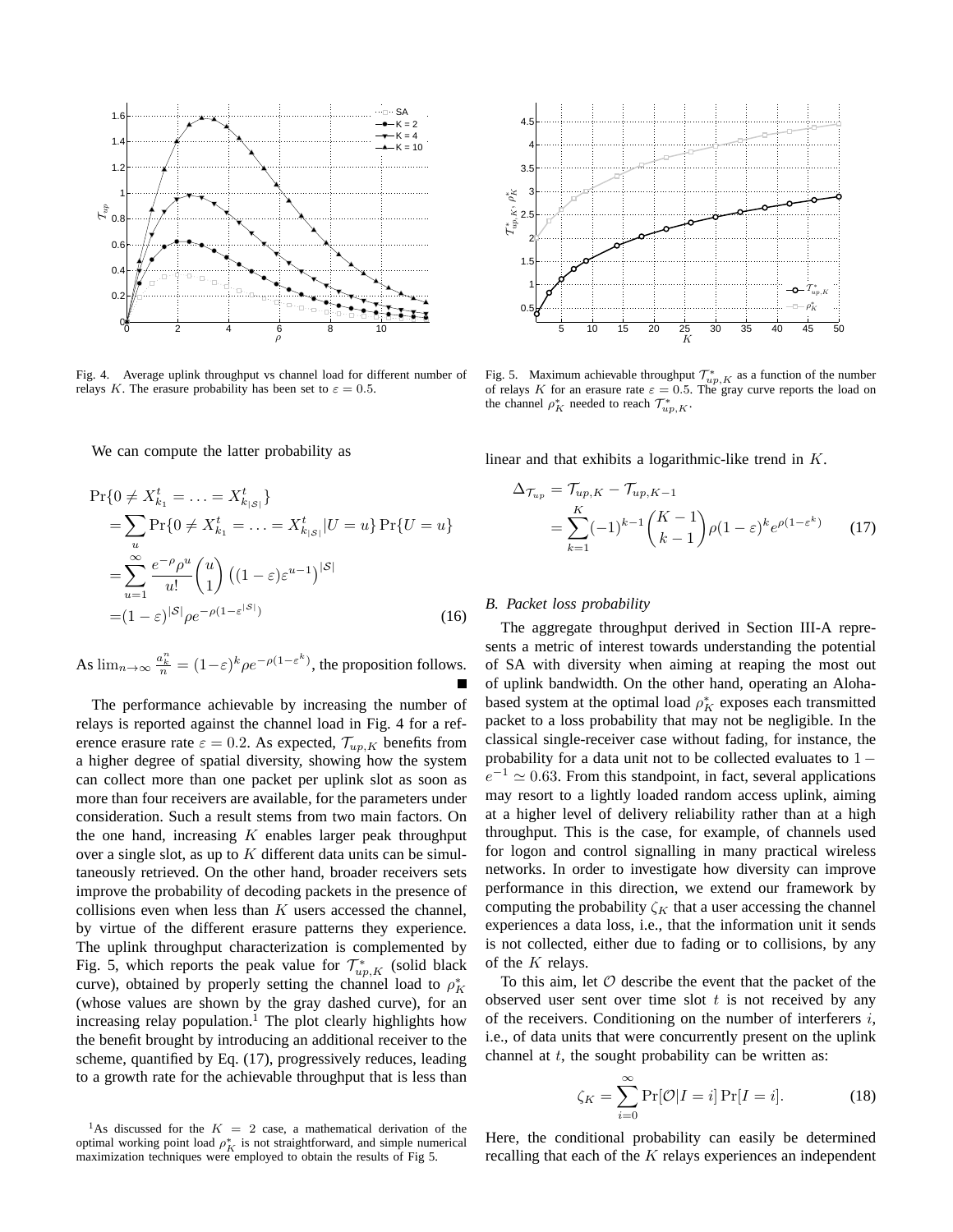Fig. 4. Average uplink throughput vs channel load for different number of relays $K$. The erasure probability has been set to $\varepsilon = 0.5$.

Fig. 5. Maximum achievable throughput $\mathcal{T}^*_{up,K}$ as a function of the number of relays $K$ for an erasure rate $\varepsilon = 0.5$. The gray curve reports the load on the channel $\rho^*_K$ needed to reach $\mathcal{T}^*_{up,K}$.

We can compute the latter probability as

$$
\begin{aligned}
&\Pr\{0 \neq X^t_{k_1} = \ldots = X^t_{k_{|\mathcal{S}|}}\} \\
&= \sum_u \Pr\{0 \neq X^t_{k_1} = \ldots = X^t_{k_{|\mathcal{S}|}} | U = u\} \Pr\{U = u\} \\
&= \sum_{u=1}^{\infty} \frac{e^{-\rho}\rho^u}{u!} \binom{u}{1} \left((1-\varepsilon)\varepsilon^{u-1}\right)^{|\mathcal{S}|} \\
&= (1-\varepsilon)^{|\mathcal{S}|} \rho e^{-\rho(1-\varepsilon^{|\mathcal{S}|})}
\end{aligned}
\tag{16}
$$

As $\lim_{n\to\infty} \frac{a^n_k}{n} = (1-\varepsilon)^k \rho e^{-\rho(1-\varepsilon^k)}$, the proposition follows. ■

The performance achievable by increasing the number of relays is reported against the channel load in Fig. 4 for a reference erasure rate $\varepsilon = 0.2$. As expected, $\mathcal{T}_{up,K}$ benefits from a higher degree of spatial diversity, showing how the system can collect more than one packet per uplink slot as soon as more than four receivers are available, for the parameters under consideration. Such a result stems from two main factors. On the one hand, increasing $K$ enables larger peak throughput over a single slot, as up to $K$ different data units can be simultaneously retrieved. On the other hand, broader receivers sets improve the probability of decoding packets in the presence of collisions even when less than $K$ users accessed the channel, by virtue of the different erasure patterns they experience. The uplink throughput characterization is complemented by Fig. 5, which reports the peak value for $\mathcal{T}^*_{up,K}$ (solid black curve), obtained by properly setting the channel load to $\rho^*_K$ (whose values are shown by the gray dashed curve), for an increasing relay population.[1] The plot clearly highlights how the benefit brought by introducing an additional receiver to the scheme, quantified by Eq. (17), progressively reduces, leading to a growth rate for the achievable throughput that is less than linear and that exhibits a logarithmic-like trend in $K$.

$$
\begin{aligned}
\Delta_{\mathcal{T}_{up}} &= \mathcal{T}_{up,K} - \mathcal{T}_{up,K-1} \\
&= \sum_{k=1}^{K} (-1)^{k-1} \binom{K-1}{k-1} \rho (1-\varepsilon)^k e^{\rho(1-\varepsilon^k)}
\end{aligned}
\tag{17}
$$

[1] As discussed for the $K = 2$ case, a mathematical derivation of the optimal working point load $\rho^*_K$ is not straightforward, and simple numerical maximization techniques were employed to obtain the results of Fig 5.

### B. Packet loss probability

The aggregate throughput derived in Section III-A represents a metric of interest towards understanding the potential of SA with diversity when aiming at reaping the most out of uplink bandwidth. On the other hand, operating an Aloha-based system at the optimal load $\rho^*_K$ exposes each transmitted packet to a loss probability that may not be negligible. In the classical single-receiver case without fading, for instance, the probability for a data unit not to be collected evaluates to $1 - e^{-1} \simeq 0.63$. From this standpoint, in fact, several applications may resort to a lightly loaded random access uplink, aiming at a higher level of delivery reliability rather than at a high throughput. This is the case, for example, of channels used for logon and control signalling in many practical wireless networks. In order to investigate how diversity can improve performance in this direction, we extend our framework by computing the probability $\zeta_K$ that a user accessing the channel experiences a data loss, i.e., that the information unit it sends is not collected, either due to fading or to collisions, by any of the $K$ relays.

To this aim, let $\mathcal{O}$ describe the event that the packet of the observed user sent over time slot $t$ is not received by any of the receivers. Conditioning on the number of interferers $i$, i.e., of data units that were concurrently present on the uplink channel at $t$, the sought probability can be written as:

$$
\zeta_K = \sum_{i=0}^{\infty} \Pr[\mathcal{O}|I = i] \Pr[I = i]. \tag{18}
$$

Here, the conditional probability can easily be determined recalling that each of the $K$ relays experiences an independent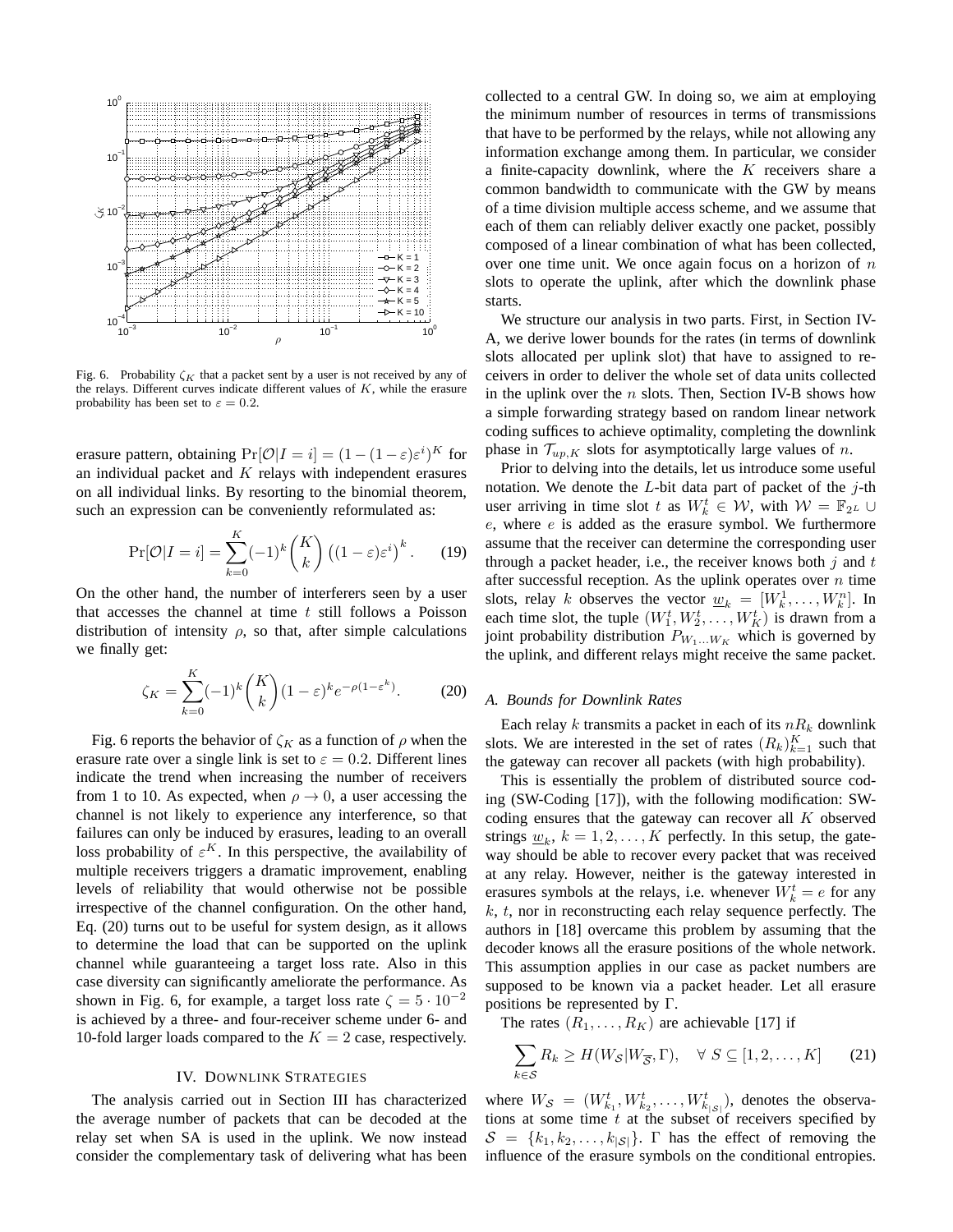Fig. 6. Probability $\zeta_K$ that a packet sent by a user is not received by any of the relays. Different curves indicate different values of $K$, while the erasure probability has been set to $\varepsilon = 0.2$.

erasure pattern, obtaining $\Pr[\mathcal{O}|I = i] = (1-(1-\varepsilon)\varepsilon^i)^K$ for an individual packet and $K$ relays with independent erasures on all individual links. By resorting to the binomial theorem, such an expression can be conveniently reformulated as:

$$\Pr[\mathcal{O}|I = i] = \sum_{k=0}^{K} (-1)^k \binom{K}{k} \left((1-\varepsilon)\varepsilon^i\right)^k. \qquad (19)$$

On the other hand, the number of interferers seen by a user that accesses the channel at time $t$ still follows a Poisson distribution of intensity $\rho$, so that, after simple calculations we finally get:

$$\zeta_K = \sum_{k=0}^{K} (-1)^k \binom{K}{k} (1-\varepsilon)^k e^{-\rho(1-\varepsilon^k)}. \qquad (20)$$

Fig. 6 reports the behavior of $\zeta_K$ as a function of $\rho$ when the erasure rate over a single link is set to $\varepsilon = 0.2$. Different lines indicate the trend when increasing the number of receivers from 1 to 10. As expected, when $\rho \to 0$, a user accessing the channel is not likely to experience any interference, so that failures can only be induced by erasures, leading to an overall loss probability of $\varepsilon^K$. In this perspective, the availability of multiple receivers triggers a dramatic improvement, enabling levels of reliability that would otherwise not be possible irrespective of the channel configuration. On the other hand, Eq. (20) turns out to be useful for system design, as it allows to determine the load that can be supported on the uplink channel while guaranteeing a target loss rate. Also in this case diversity can significantly ameliorate the performance. As shown in Fig. 6, for example, a target loss rate $\zeta = 5 \cdot 10^{-2}$ is achieved by a three- and four-receiver scheme under 6- and 10-fold larger loads compared to the $K = 2$ case, respectively.

## IV. Downlink Strategies

The analysis carried out in Section III has characterized the average number of packets that can be decoded at the relay set when SA is used in the uplink. We now instead consider the complementary task of delivering what has been collected to a central GW. In doing so, we aim at employing the minimum number of resources in terms of transmissions that have to be performed by the relays, while not allowing any information exchange among them. In particular, we consider a finite-capacity downlink, where the $K$ receivers share a common bandwidth to communicate with the GW by means of a time division multiple access scheme, and we assume that each of them can reliably deliver exactly one packet, possibly composed of a linear combination of what has been collected, over one time unit. We once again focus on a horizon of $n$ slots to operate the uplink, after which the downlink phase starts.

We structure our analysis in two parts. First, in Section IV-A, we derive lower bounds for the rates (in terms of downlink slots allocated per uplink slot) that have to assigned to receivers in order to deliver the whole set of data units collected in the uplink over the $n$ slots. Then, Section IV-B shows how a simple forwarding strategy based on random linear network coding suffices to achieve optimality, completing the downlink phase in $\mathcal{T}_{up,K}$ slots for asymptotically large values of $n$.

Prior to delving into the details, let us introduce some useful notation. We denote the $L$-bit data part of packet of the $j$-th user arriving in time slot $t$ as $W_k^t \in \mathcal{W}$, with $\mathcal{W} = \mathbb{F}_{2^L} \cup e$, where $e$ is added as the erasure symbol. We furthermore assume that the receiver can determine the corresponding user through a packet header, i.e., the receiver knows both $j$ and $t$ after successful reception. As the uplink operates over $n$ time slots, relay $k$ observes the vector $\underline{w}_k = [W_k^1, \ldots, W_k^n]$. In each time slot, the tuple $(W_1^t, W_2^t, \ldots, W_K^t)$ is drawn from a joint probability distribution $P_{W_1 \ldots W_K}$ which is governed by the uplink, and different relays might receive the same packet.

### A. Bounds for Downlink Rates

Each relay $k$ transmits a packet in each of its $nR_k$ downlink slots. We are interested in the set of rates $(R_k)_{k=1}^K$ such that the gateway can recover all packets (with high probability).

This is essentially the problem of distributed source coding (SW-Coding [17]), with the following modification: SW-coding ensures that the gateway can recover all $K$ observed strings $\underline{w}_k$, $k = 1, 2, \ldots, K$ perfectly. In this setup, the gateway should be able to recover every packet that was received at any relay. However, neither is the gateway interested in erasures symbols at the relays, i.e. whenever $W_k^t = e$ for any $k$, $t$, nor in reconstructing each relay sequence perfectly. The authors in [18] overcame this problem by assuming that the decoder knows all the erasure positions of the whole network. This assumption applies in our case as packet numbers are supposed to be known via a packet header. Let all erasure positions be represented by $\Gamma$.

The rates $(R_1, \ldots, R_K)$ are achievable [17] if

$$\sum_{k \in \mathcal{S}} R_k \geq H(W_{\mathcal{S}} | W_{\overline{\mathcal{S}}}, \Gamma), \quad \forall \; S \subseteq [1, 2, \ldots, K] \qquad (21)$$

where $W_{\mathcal{S}} = (W_{k_1}^t, W_{k_2}^t, \ldots, W_{k_{|\mathcal{S}|}}^t)$, denotes the observations at some time $t$ at the subset of receivers specified by $\mathcal{S} = \{k_1, k_2, \ldots, k_{|\mathcal{S}|}\}$. $\Gamma$ has the effect of removing the influence of the erasure symbols on the conditional entropies.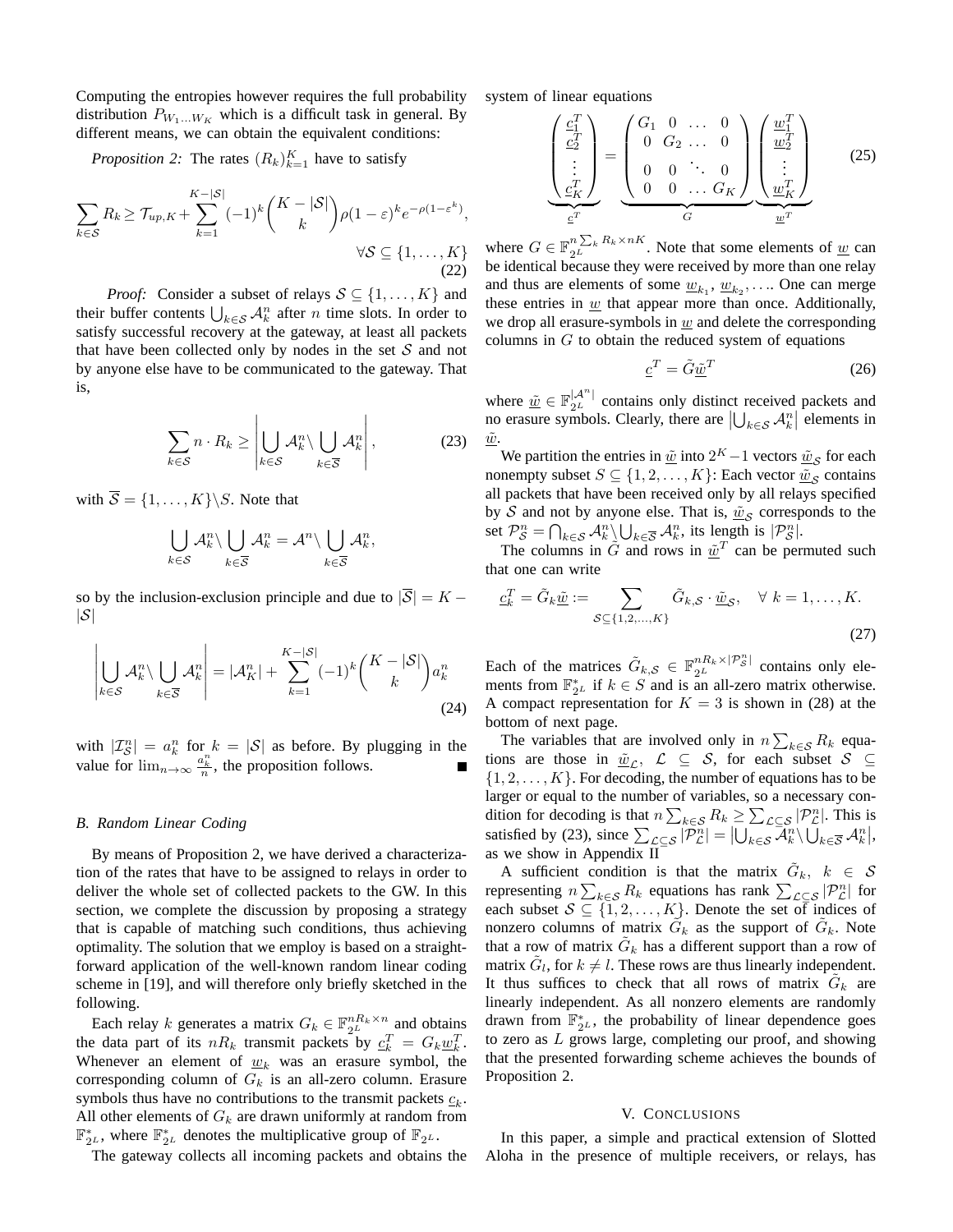Computing the entropies however requires the full probability distribution $P_{W_1 \dots W_K}$ which is a difficult task in general. By different means, we can obtain the equivalent conditions:

*Proposition 2:* The rates $(R_k)_{k=1}^K$ have to satisfy

$$\sum_{k \in \mathcal{S}} R_k \geq \mathcal{T}_{up,K} + \sum_{k=1}^{K-|\mathcal{S}|} (-1)^k \binom{K-|\mathcal{S}|}{k} \rho(1-\varepsilon)^k e^{-\rho(1-\varepsilon^k)}, \quad \forall \mathcal{S} \subseteq \{1, \dots, K\} \tag{22}$$

*Proof:* Consider a subset of relays $\mathcal{S} \subseteq \{1, \dots, K\}$ and their buffer contents $\bigcup_{k \in \mathcal{S}} \mathcal{A}_k^n$ after $n$ time slots. In order to satisfy successful recovery at the gateway, at least all packets that have been collected only by nodes in the set $\mathcal{S}$ and not by anyone else have to be communicated to the gateway. That is,

$$\sum_{k \in \mathcal{S}} n \cdot R_k \geq \left| \bigcup_{k \in \mathcal{S}} \mathcal{A}_k^n \setminus \bigcup_{k \in \overline{\mathcal{S}}} \mathcal{A}_k^n \right|, \tag{23}$$

with $\overline{\mathcal{S}} = \{1, \dots, K\} \setminus S$. Note that

$$\bigcup_{k \in \mathcal{S}} \mathcal{A}_k^n \setminus \bigcup_{k \in \overline{\mathcal{S}}} \mathcal{A}_k^n = \mathcal{A}^n \setminus \bigcup_{k \in \overline{\mathcal{S}}} \mathcal{A}_k^n,$$

so by the inclusion-exclusion principle and due to $|\overline{\mathcal{S}}| = K - |\mathcal{S}|$

$$\left| \bigcup_{k \in \mathcal{S}} \mathcal{A}_k^n \setminus \bigcup_{k \in \overline{\mathcal{S}}} \mathcal{A}_k^n \right| = |\mathcal{A}_K^n| + \sum_{k=1}^{K-|\mathcal{S}|} (-1)^k \binom{K-|\mathcal{S}|}{k} a_k^n \tag{24}$$

with $|\mathcal{I}_{\mathcal{S}}^n| = a_k^n$ for $k = |\mathcal{S}|$ as before. By plugging in the value for $\lim_{n\to\infty} \frac{a_k^n}{n}$, the proposition follows. ∎

### B. Random Linear Coding

By means of Proposition 2, we have derived a characterization of the rates that have to be assigned to relays in order to deliver the whole set of collected packets to the GW. In this section, we complete the discussion by proposing a strategy that is capable of matching such conditions, thus achieving optimality. The solution that we employ is based on a straightforward application of the well-known random linear coding scheme in [19], and will therefore only briefly sketched in the following.

Each relay $k$ generates a matrix $G_k \in \mathbb{F}_{2^L}^{nR_k \times n}$ and obtains the data part of its $nR_k$ transmit packets by $\underline{c}_k^T = G_k \underline{w}_k^T$. Whenever an element of $\underline{w}_k$ was an erasure symbol, the corresponding column of $G_k$ is an all-zero column. Erasure symbols thus have no contributions to the transmit packets $\underline{c}_k$. All other elements of $G_k$ are drawn uniformly at random from $\mathbb{F}_{2^L}^*$, where $\mathbb{F}_{2^L}^*$ denotes the multiplicative group of $\mathbb{F}_{2^L}$.

The gateway collects all incoming packets and obtains the system of linear equations

$$\underbrace{\begin{pmatrix} \underline{c}_1^T \\ \underline{c}_2^T \\ \vdots \\ \underline{c}_K^T \end{pmatrix}}_{\underline{c}^T} = \underbrace{\begin{pmatrix} G_1 & 0 & \dots & 0 \\ 0 & G_2 & \dots & 0 \\ 0 & 0 & \ddots & 0 \\ 0 & 0 & \dots & G_K \end{pmatrix}}_{G} \underbrace{\begin{pmatrix} \underline{w}_1^T \\ \underline{w}_2^T \\ \vdots \\ \underline{w}_K^T \end{pmatrix}}_{\underline{w}^T} \tag{25}$$

where $G \in \mathbb{F}_{2^L}^{n\sum_k R_k \times nK}$. Note that some elements of $\underline{w}$ can be identical because they were received by more than one relay and thus are elements of some $\underline{w}_{k_1}, \underline{w}_{k_2}, \dots$. One can merge these entries in $\underline{w}$ that appear more than once. Additionally, we drop all erasure-symbols in $\underline{w}$ and delete the corresponding columns in $G$ to obtain the reduced system of equations

$$\underline{c}^T = \tilde{G}\underline{\tilde{w}}^T \tag{26}$$

where $\underline{\tilde{w}} \in \mathbb{F}_{2^L}^{|\mathcal{A}^n|}$ contains only distinct received packets and no erasure symbols. Clearly, there are $\left|\bigcup_{k \in \mathcal{S}} \mathcal{A}_k^n\right|$ elements in $\underline{\tilde{w}}$.

We partition the entries in $\underline{\tilde{w}}$ into $2^K - 1$ vectors $\underline{\tilde{w}}_{\mathcal{S}}$ for each nonempty subset $S \subseteq \{1, 2, \dots, K\}$: Each vector $\underline{\tilde{w}}_{\mathcal{S}}$ contains all packets that have been received only by all relays specified by $\mathcal{S}$ and not by anyone else. That is, $\underline{\tilde{w}}_{\mathcal{S}}$ corresponds to the set $\mathcal{P}_{\mathcal{S}}^n = \bigcap_{k \in \mathcal{S}} \mathcal{A}_k^n \setminus \bigcup_{k \in \overline{\mathcal{S}}} \mathcal{A}_k^n$, its length is $|\mathcal{P}_{\mathcal{S}}^n|$.

The columns in $\tilde{G}$ and rows in $\underline{\tilde{w}}^T$ can be permuted such that one can write

$$\underline{c}_k^T = \tilde{G}_k \underline{\tilde{w}} := \sum_{\mathcal{S} \subseteq \{1,2,\dots,K\}} \tilde{G}_{k,\mathcal{S}} \cdot \underline{\tilde{w}}_{\mathcal{S}}, \quad \forall\ k = 1, \dots, K. \tag{27}$$

Each of the matrices $\tilde{G}_{k,\mathcal{S}} \in \mathbb{F}_{2^L}^{nR_k \times |\mathcal{P}_{\mathcal{S}}^n|}$ contains only elements from $\mathbb{F}_{2^L}^*$ if $k \in S$ and is an all-zero matrix otherwise. A compact representation for $K = 3$ is shown in (28) at the bottom of next page.

The variables that are involved only in $n \sum_{k \in \mathcal{S}} R_k$ equations are those in $\underline{\tilde{w}}_{\mathcal{L}}$, $\mathcal{L} \subseteq \mathcal{S}$, for each subset $\mathcal{S} \subseteq \{1, 2, \dots, K\}$. For decoding, the number of equations has to be larger or equal to the number of variables, so a necessary condition for decoding is that $n \sum_{k \in \mathcal{S}} R_k \geq \sum_{\mathcal{L} \subseteq \mathcal{S}} |\mathcal{P}_{\mathcal{L}}^n|$. This is satisfied by (23), since $\sum_{\mathcal{L} \subseteq \mathcal{S}} |\mathcal{P}_{\mathcal{L}}^n| = \left|\bigcup_{k \in \mathcal{S}} \mathcal{A}_k^n \setminus \bigcup_{k \in \overline{\mathcal{S}}} \mathcal{A}_k^n\right|$, as we show in Appendix II

A sufficient condition is that the matrix $\tilde{G}_k$, $k \in \mathcal{S}$ representing $n \sum_{k \in \mathcal{S}} R_k$ equations has rank $\sum_{\mathcal{L} \subseteq \mathcal{S}} |\mathcal{P}_{\mathcal{L}}^n|$ for each subset $\mathcal{S} \subseteq \{1, 2, \dots, K\}$. Denote the set of indices of nonzero columns of matrix $\tilde{G}_k$ as the support of $\tilde{G}_k$. Note that a row of matrix $\tilde{G}_k$ has a different support than a row of matrix $\tilde{G}_l$, for $k \neq l$. These rows are thus linearly independent. It thus suffices to check that all rows of matrix $\tilde{G}_k$ are linearly independent. As all nonzero elements are randomly drawn from $\mathbb{F}_{2^L}^*$, the probability of linear dependence goes to zero as $L$ grows large, completing our proof, and showing that the presented forwarding scheme achieves the bounds of Proposition 2.

## V. Conclusions

In this paper, a simple and practical extension of Slotted Aloha in the presence of multiple receivers, or relays, has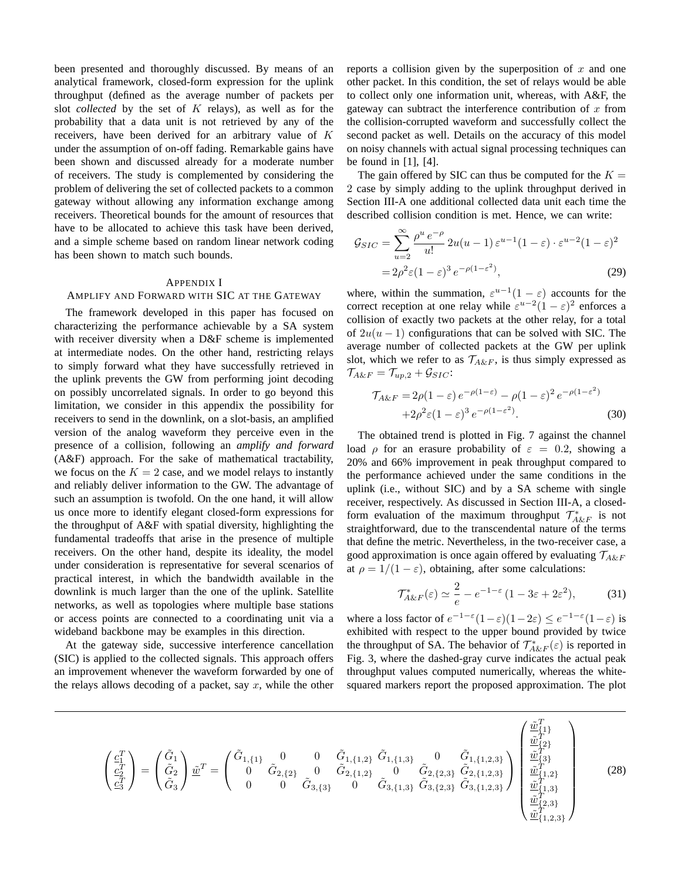been presented and thoroughly discussed. By means of an analytical framework, closed-form expression for the uplink throughput (defined as the average number of packets per slot *collected* by the set of $K$ relays), as well as for the probability that a data unit is not retrieved by any of the receivers, have been derived for an arbitrary value of $K$ under the assumption of on-off fading. Remarkable gains have been shown and discussed already for a moderate number of receivers. The study is complemented by considering the problem of delivering the set of collected packets to a common gateway without allowing any information exchange among receivers. Theoretical bounds for the amount of resources that have to be allocated to achieve this task have been derived, and a simple scheme based on random linear network coding has been shown to match such bounds.

## Appendix I
## Amplify and Forward with SIC at the Gateway

The framework developed in this paper has focused on characterizing the performance achievable by a SA system with receiver diversity when a D&F scheme is implemented at intermediate nodes. On the other hand, restricting relays to simply forward what they have successfully retrieved in the uplink prevents the GW from performing joint decoding on possibly uncorrelated signals. In order to go beyond this limitation, we consider in this appendix the possibility for receivers to send in the downlink, on a slot-basis, an amplified version of the analog waveform they perceive even in the presence of a collision, following an *amplify and forward* (A&F) approach. For the sake of mathematical tractability, we focus on the $K = 2$ case, and we model relays to instantly and reliably deliver information to the GW. The advantage of such an assumption is twofold. On the one hand, it will allow us once more to identify elegant closed-form expressions for the throughput of A&F with spatial diversity, highlighting the fundamental tradeoffs that arise in the presence of multiple receivers. On the other hand, despite its ideality, the model under consideration is representative for several scenarios of practical interest, in which the bandwidth available in the downlink is much larger than the one of the uplink. Satellite networks, as well as topologies where multiple base stations or access points are connected to a coordinating unit via a wideband backbone may be examples in this direction.

At the gateway side, successive interference cancellation (SIC) is applied to the collected signals. This approach offers an improvement whenever the waveform forwarded by one of the relays allows decoding of a packet, say $x$, while the other reports a collision given by the superposition of $x$ and one other packet. In this condition, the set of relays would be able to collect only one information unit, whereas, with A&F, the gateway can subtract the interference contribution of $x$ from the collision-corrupted waveform and successfully collect the second packet as well. Details on the accuracy of this model on noisy channels with actual signal processing techniques can be found in [1], [4].

The gain offered by SIC can thus be computed for the $K = 2$ case by simply adding to the uplink throughput derived in Section III-A one additional collected data unit each time the described collision condition is met. Hence, we can write:

$$\mathcal{G}_{SIC} = \sum_{u=2}^{\infty} \frac{\rho^u \, e^{-\rho}}{u!} \, 2u(u-1)\, \varepsilon^{u-1}(1-\varepsilon) \cdot \varepsilon^{u-2}(1-\varepsilon)^2$$
$$= 2\rho^2 \varepsilon (1-\varepsilon)^3 \, e^{-\rho(1-\varepsilon^2)}, \tag{29}$$

where, within the summation, $\varepsilon^{u-1}(1-\varepsilon)$ accounts for the correct reception at one relay while $\varepsilon^{u-2}(1-\varepsilon)^2$ enforces a collision of exactly two packets at the other relay, for a total of $2u(u-1)$ configurations that can be solved with SIC. The average number of collected packets at the GW per uplink slot, which we refer to as $\mathcal{T}_{A\&F}$, is thus simply expressed as $\mathcal{T}_{A\&F} = \mathcal{T}_{up,2} + \mathcal{G}_{SIC}$:

$$\mathcal{T}_{A\&F} = 2\rho(1-\varepsilon)\, e^{-\rho(1-\varepsilon)} - \rho(1-\varepsilon)^2\, e^{-\rho(1-\varepsilon^2)}$$
$$+ 2\rho^2 \varepsilon (1-\varepsilon)^3 \, e^{-\rho(1-\varepsilon^2)}. \tag{30}$$

The obtained trend is plotted in Fig. 7 against the channel load $\rho$ for an erasure probability of $\varepsilon = 0.2$, showing a 20% and 66% improvement in peak throughput compared to the performance achieved under the same conditions in the uplink (i.e., without SIC) and by a SA scheme with single receiver, respectively. As discussed in Section III-A, a closed-form evaluation of the maximum throughput $\mathcal{T}^*_{A\&F}$ is not straightforward, due to the transcendental nature of the terms that define the metric. Nevertheless, in the two-receiver case, a good approximation is once again offered by evaluating $\mathcal{T}_{A\&F}$ at $\rho = 1/(1-\varepsilon)$, obtaining, after some calculations:

$$\mathcal{T}^*_{A\&F}(\varepsilon) \simeq \frac{2}{e} - e^{-1-\varepsilon}\,(1 - 3\varepsilon + 2\varepsilon^2), \tag{31}$$

where a loss factor of $e^{-1-\varepsilon}(1-\varepsilon)(1-2\varepsilon) \leq e^{-1-\varepsilon}(1-\varepsilon)$ is exhibited with respect to the upper bound provided by twice the throughput of SA. The behavior of $\mathcal{T}^*_{A\&F}(\varepsilon)$ is reported in Fig. 3, where the dashed-gray curve indicates the actual peak throughput values computed numerically, whereas the white-squared markers report the proposed approximation. The plot

$$\begin{pmatrix} \underline{c}_1^T \\ \underline{c}_2^T \\ \underline{c}_3^T \end{pmatrix} = \begin{pmatrix} \tilde{G}_1 \\ \tilde{G}_2 \\ \tilde{G}_3 \end{pmatrix} \underline{\tilde{w}}^T = \begin{pmatrix} \tilde{G}_{1,\{1\}} & 0 & 0 & \tilde{G}_{1,\{1,2\}} & \tilde{G}_{1,\{1,3\}} & 0 & \tilde{G}_{1,\{1,2,3\}} \\ 0 & \tilde{G}_{2,\{2\}} & 0 & \tilde{G}_{2,\{1,2\}} & 0 & \tilde{G}_{2,\{2,3\}} & \tilde{G}_{2,\{1,2,3\}} \\ 0 & 0 & \tilde{G}_{3,\{3\}} & 0 & \tilde{G}_{3,\{1,3\}} & \tilde{G}_{3,\{2,3\}} & \tilde{G}_{3,\{1,2,3\}} \end{pmatrix} \begin{pmatrix} \underline{\tilde{w}}_{\{1\}}^T \\ \underline{\tilde{w}}_{\{2\}}^T \\ \underline{\tilde{w}}_{\{3\}}^T \\ \underline{\tilde{w}}_{\{1,2\}}^T \\ \underline{\tilde{w}}_{\{1,3\}}^T \\ \underline{\tilde{w}}_{\{2,3\}}^T \\ \underline{\tilde{w}}_{\{1,2,3\}}^T \end{pmatrix} \tag{28}$$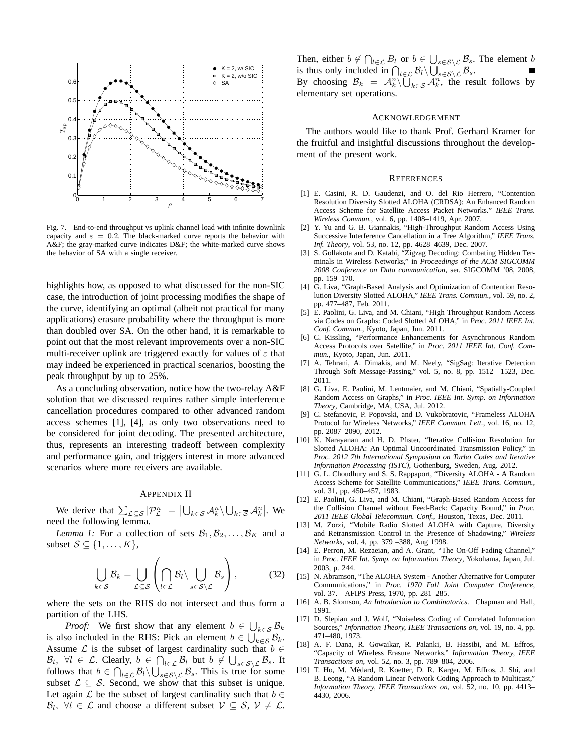K = 2, w/ SIC
K = 2, w/o SIC
SA

$\mathcal{T}_{up}$

0.6
0.5
0.4
0.3
0.2
0.1
0

0 1 2 3 4 5 6 7

$\rho$

Fig. 7. End-to-end throughput vs uplink channel load with infinite downlink capacity and $\varepsilon = 0.2$. The black-marked curve reports the behavior with A&F; the gray-marked curve indicates D&F; the white-marked curve shows the behavior of SA with a single receiver.

highlights how, as opposed to what discussed for the non-SIC case, the introduction of joint processing modifies the shape of the curve, identifying an optimal (albeit not practical for many applications) erasure probability where the throughput is more than doubled over SA. On the other hand, it is remarkable to point out that the most relevant improvements over a non-SIC multi-receiver uplink are triggered exactly for values of $\varepsilon$ that may indeed be experienced in practical scenarios, boosting the peak throughput by up to 25%.

As a concluding observation, notice how the two-relay A&F solution that we discussed requires rather simple interference cancellation procedures compared to other advanced random access schemes [1], [4], as only two observations need to be considered for joint decoding. The presented architecture, thus, represents an interesting tradeoff between complexity and performance gain, and triggers interest in more advanced scenarios where more receivers are available.

## Appendix II

We derive that $\sum_{\mathcal{L}\subseteq\mathcal{S}} |\mathcal{P}^n_{\mathcal{L}}| = \left|\bigcup_{k\in\mathcal{S}} \mathcal{A}^n_k \setminus \bigcup_{k\in\overline{\mathcal{S}}} \mathcal{A}^n_k\right|$. We need the following lemma.

*Lemma 1:* For a collection of sets $\mathcal{B}_1, \mathcal{B}_2, \ldots, \mathcal{B}_K$ and a subset $\mathcal{S} \subseteq \{1, \ldots, K\}$,

$$\bigcup_{k\in\mathcal{S}} \mathcal{B}_k = \bigcup_{\mathcal{L}\subseteq\mathcal{S}} \left( \bigcap_{l\in\mathcal{L}} \mathcal{B}_l \setminus \bigcup_{s\in\mathcal{S}\setminus\mathcal{L}} \mathcal{B}_s \right), \tag{32}$$

where the sets on the RHS do not intersect and thus form a partition of the LHS.

*Proof:* We first show that any element $b \in \bigcup_{k\in\mathcal{S}} \mathcal{B}_k$ is also included in the RHS: Pick an element $b \in \bigcup_{k\in\mathcal{S}} \mathcal{B}_k$. Assume $\mathcal{L}$ is the subset of largest cardinality such that $b \in \mathcal{B}_l,\ \forall l \in \mathcal{L}$. Clearly, $b \in \bigcap_{l\in\mathcal{L}} \mathcal{B}_l$ but $b \notin \bigcup_{s\in\mathcal{S}\setminus\mathcal{L}} \mathcal{B}_s$. It follows that $b \in \bigcap_{l\in\mathcal{L}} \mathcal{B}_l \setminus \bigcup_{s\in\mathcal{S}\setminus\mathcal{L}} \mathcal{B}_s$. This is true for some subset $\mathcal{L} \subseteq \mathcal{S}$. Second, we show that this subset is unique. Let again $\mathcal{L}$ be the subset of largest cardinality such that $b \in \mathcal{B}_l,\ \forall l \in \mathcal{L}$ and choose a different subset $\mathcal{V} \subseteq \mathcal{S}$, $\mathcal{V} \neq \mathcal{L}$. Then, either $b \notin \bigcap_{l\in\mathcal{L}} B_l$ or $b \in \bigcup_{s\in\mathcal{S}\setminus\mathcal{L}} \mathcal{B}_s$. The element $b$ is thus only included in $\bigcap_{l\in\mathcal{L}} \mathcal{B}_l \setminus \bigcup_{s\in\mathcal{S}\setminus\mathcal{L}} \mathcal{B}_s$. ■

By choosing $\mathcal{B}_k = \mathcal{A}^n_k \setminus \bigcup_{k\in\bar{\mathcal{S}}} \mathcal{A}^n_k$, the result follows by elementary set operations.

## Acknowledgement

The authors would like to thank Prof. Gerhard Kramer for the fruitful and insightful discussions throughout the development of the present work.

## References

[1] E. Casini, R. D. Gaudenzi, and O. del Rio Herrero, "Contention Resolution Diversity Slotted ALOHA (CRDSA): An Enhanced Random Access Scheme for Satellite Access Packet Networks." *IEEE Trans. Wireless Commun.*, vol. 6, pp. 1408–1419, Apr. 2007.

[2] Y. Yu and G. B. Giannakis, "High-Throughput Random Access Using Successive Interference Cancellation in a Tree Algorithm," *IEEE Trans. Inf. Theory*, vol. 53, no. 12, pp. 4628–4639, Dec. 2007.

[3] S. Gollakota and D. Katabi, "Zigzag Decoding: Combating Hidden Terminals in Wireless Networks," in *Proceedings of the ACM SIGCOMM 2008 Conference on Data communication*, ser. SIGCOMM '08, 2008, pp. 159–170.

[4] G. Liva, "Graph-Based Analysis and Optimization of Contention Resolution Diversity Slotted ALOHA," *IEEE Trans. Commun.*, vol. 59, no. 2, pp. 477–487, Feb. 2011.

[5] E. Paolini, G. Liva, and M. Chiani, "High Throughput Random Access via Codes on Graphs: Coded Slotted ALOHA," in *Proc. 2011 IEEE Int. Conf. Commun.*, Kyoto, Japan, Jun. 2011.

[6] C. Kissling, "Performance Enhancements for Asynchronous Random Access Protocols over Satellite," in *Proc. 2011 IEEE Int. Conf. Commun.*, Kyoto, Japan, Jun. 2011.

[7] A. Tehrani, A. Dimakis, and M. Neely, "SigSag: Iterative Detection Through Soft Message-Passing," vol. 5, no. 8, pp. 1512 –1523, Dec. 2011.

[8] G. Liva, E. Paolini, M. Lentmaier, and M. Chiani, "Spatially-Coupled Random Access on Graphs," in *Proc. IEEE Int. Symp. on Information Theory*, Cambridge, MA, USA, Jul. 2012.

[9] C. Stefanovic, P. Popovski, and D. Vukobratovic, "Frameless ALOHA Protocol for Wireless Networks," *IEEE Commun. Lett.*, vol. 16, no. 12, pp. 2087–2090, 2012.

[10] K. Narayanan and H. D. Pfister, "Iterative Collision Resolution for Slotted ALOHA: An Optimal Uncoordinated Transmission Policy," in *Proc. 2012 7th International Symposium on Turbo Codes and Iterative Information Processing (ISTC)*, Gothenburg, Sweden, Aug. 2012.

[11] G. L. Choudhury and S. S. Rappaport, "Diversity ALOHA - A Random Access Scheme for Satellite Communications," *IEEE Trans. Commun.*, vol. 31, pp. 450–457, 1983.

[12] E. Paolini, G. Liva, and M. Chiani, "Graph-Based Random Access for the Collision Channel without Feed-Back: Capacity Bound," in *Proc. 2011 IEEE Global Telecommun. Conf.*, Houston, Texas, Dec. 2011.

[13] M. Zorzi, "Mobile Radio Slotted ALOHA with Capture, Diversity and Retransmission Control in the Presence of Shadowing," *Wireless Networks*, vol. 4, pp. 379 –388, Aug 1998.

[14] E. Perron, M. Rezaeian, and A. Grant, "The On-Off Fading Channel," in *Proc. IEEE Int. Symp. on Information Theory*, Yokohama, Japan, Jul. 2003, p. 244.

[15] N. Abramson, "The ALOHA System - Another Alternative for Computer Communications," in *Proc. 1970 Fall Joint Computer Conference*, vol. 37. AFIPS Press, 1970, pp. 281–285.

[16] A. B. Slomson, *An Introduction to Combinatorics*. Chapman and Hall, 1991.

[17] D. Slepian and J. Wolf, "Noiseless Coding of Correlated Information Sources," *Information Theory, IEEE Transactions on*, vol. 19, no. 4, pp. 471–480, 1973.

[18] A. F. Dana, R. Gowaikar, R. Palanki, B. Hassibi, and M. Effros, "Capacity of Wireless Erasure Networks," *Information Theory, IEEE Transactions on*, vol. 52, no. 3, pp. 789–804, 2006.

[19] T. Ho, M. Médard, R. Koetter, D. R. Karger, M. Effros, J. Shi, and B. Leong, "A Random Linear Network Coding Approach to Multicast," *Information Theory, IEEE Transactions on*, vol. 52, no. 10, pp. 4413–4430, 2006.